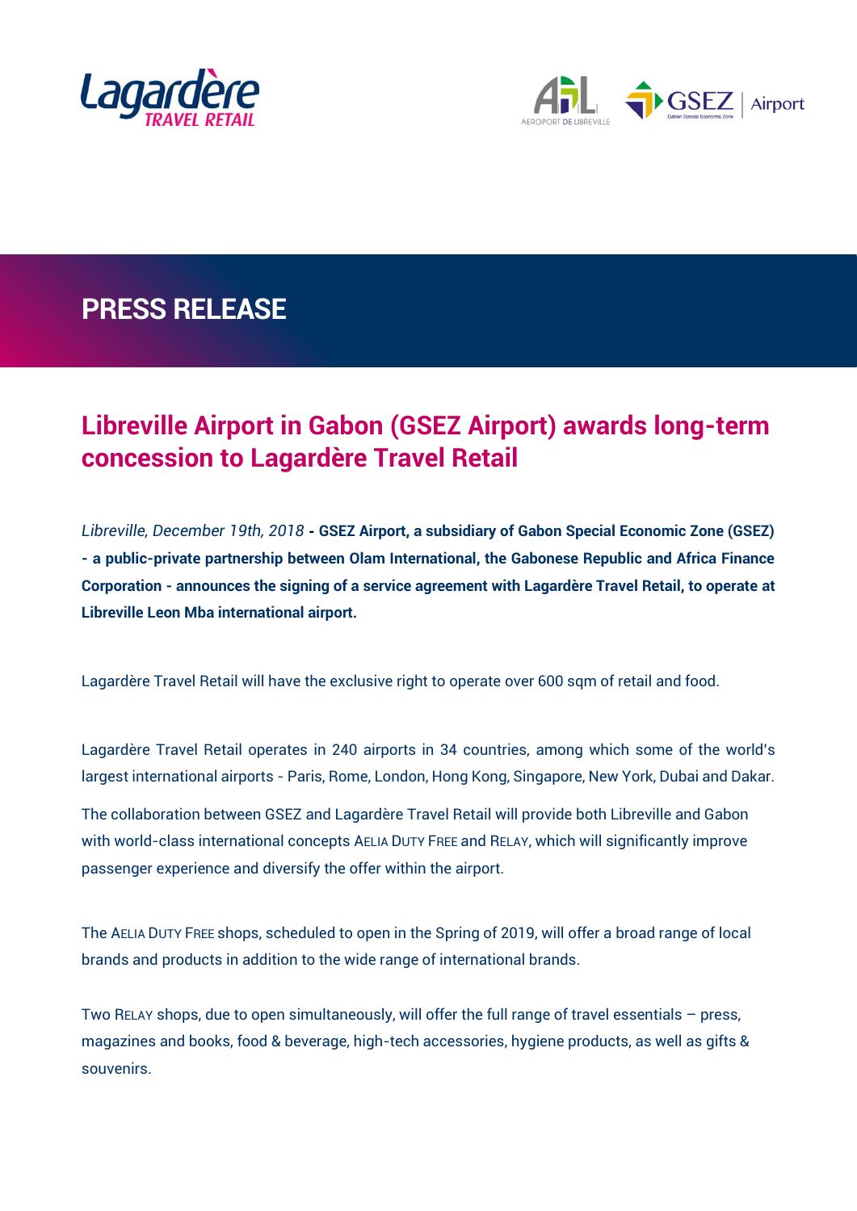# PRESS RELEASE

## Libreville Airport in Gabon (GSEZ Airport) awards long-term concession to Lagardère Travel Retail

*Libreville, December 19th, 2018* **- GSEZ Airport, a subsidiary of Gabon Special Economic Zone (GSEZ) - a public-private partnership between Olam International, the Gabonese Republic and Africa Finance Corporation - announces the signing of a service agreement with Lagardère Travel Retail, to operate at Libreville Leon Mba international airport.**

Lagardère Travel Retail will have the exclusive right to operate over 600 sqm of retail and food.

Lagardère Travel Retail operates in 240 airports in 34 countries, among which some of the world's largest international airports - Paris, Rome, London, Hong Kong, Singapore, New York, Dubai and Dakar.

The collaboration between GSEZ and Lagardère Travel Retail will provide both Libreville and Gabon with world-class international concepts AELIA DUTY FREE and RELAY, which will significantly improve passenger experience and diversify the offer within the airport.

The AELIA DUTY FREE shops, scheduled to open in the Spring of 2019, will offer a broad range of local brands and products in addition to the wide range of international brands.

Two RELAY shops, due to open simultaneously, will offer the full range of travel essentials – press, magazines and books, food & beverage, high-tech accessories, hygiene products, as well as gifts & souvenirs.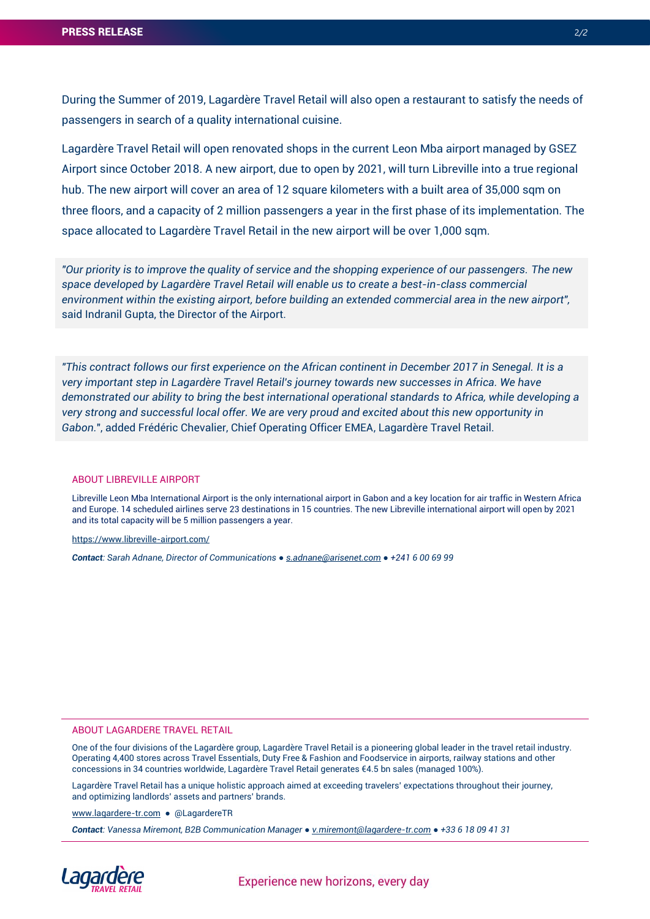During the Summer of 2019, Lagardère Travel Retail will also open a restaurant to satisfy the needs of passengers in search of a quality international cuisine.

Lagardère Travel Retail will open renovated shops in the current Leon Mba airport managed by GSEZ Airport since October 2018. A new airport, due to open by 2021, will turn Libreville into a true regional hub. The new airport will cover an area of 12 square kilometers with a built area of 35,000 sqm on three floors, and a capacity of 2 million passengers a year in the first phase of its implementation. The space allocated to Lagardère Travel Retail in the new airport will be over 1,000 sqm.

*"Our priority is to improve the quality of service and the shopping experience of our passengers. The new space developed by Lagardère Travel Retail will enable us to create a best-in-class commercial environment within the existing airport, before building an extended commercial area in the new airport"*, said Indranil Gupta, the Director of the Airport.

*"This contract follows our first experience on the African continent in December 2017 in Senegal. It is a very important step in Lagardère Travel Retail's journey towards new successes in Africa. We have demonstrated our ability to bring the best international operational standards to Africa, while developing a very strong and successful local offer. We are very proud and excited about this new opportunity in Gabon."*, added Frédéric Chevalier, Chief Operating Officer EMEA, Lagardère Travel Retail.

## ABOUT LIBREVILLE AIRPORT

Libreville Leon Mba International Airport is the only international airport in Gabon and a key location for air traffic in Western Africa and Europe. 14 scheduled airlines serve 23 destinations in 15 countries. The new Libreville international airport will open by 2021 and its total capacity will be 5 million passengers a year.

https://www.libreville-airport.com/

***Contact****: Sarah Adnane, Director of Communications ● s.adnane@arisenet.com ● +241 6 00 69 99*

## ABOUT LAGARDERE TRAVEL RETAIL

One of the four divisions of the Lagardère group, Lagardère Travel Retail is a pioneering global leader in the travel retail industry. Operating 4,400 stores across Travel Essentials, Duty Free & Fashion and Foodservice in airports, railway stations and other concessions in 34 countries worldwide, Lagardère Travel Retail generates €4.5 bn sales (managed 100%).

Lagardère Travel Retail has a unique holistic approach aimed at exceeding travelers' expectations throughout their journey, and optimizing landlords' assets and partners' brands.

www.lagardere-tr.com ● @LagardereTR

***Contact****: Vanessa Miremont, B2B Communication Manager ● v.miremont@lagardere-tr.com ● +33 6 18 09 41 31*

Lagardère TRAVEL RETAIL

Experience new horizons, every day